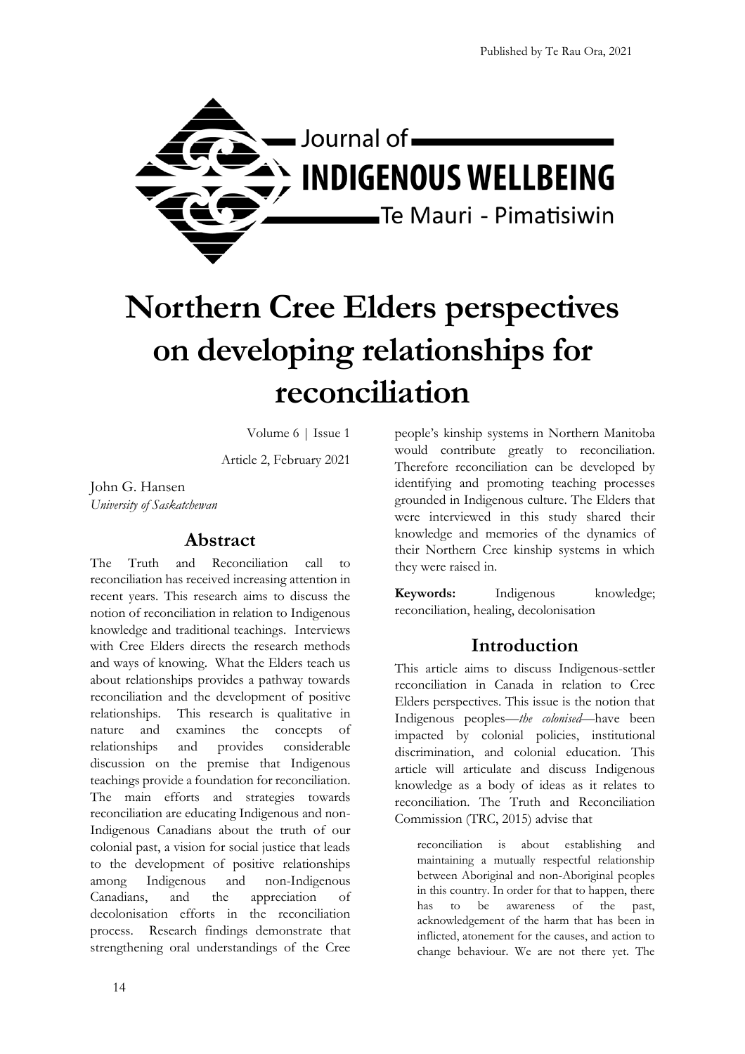# Northern Cree Elders perspectives on developing relationships for reconciliation

Volume 6 | Issue 1

Article 2, February 2021

John G. Hansen
*University of Saskatchewan*

## Abstract

The Truth and Reconciliation call to reconciliation has received increasing attention in recent years. This research aims to discuss the notion of reconciliation in relation to Indigenous knowledge and traditional teachings. Interviews with Cree Elders directs the research methods and ways of knowing. What the Elders teach us about relationships provides a pathway towards reconciliation and the development of positive relationships. This research is qualitative in nature and examines the concepts of relationships and provides considerable discussion on the premise that Indigenous teachings provide a foundation for reconciliation. The main efforts and strategies towards reconciliation are educating Indigenous and non-Indigenous Canadians about the truth of our colonial past, a vision for social justice that leads to the development of positive relationships among Indigenous and non-Indigenous Canadians, and the appreciation of decolonisation efforts in the reconciliation process. Research findings demonstrate that strengthening oral understandings of the Cree people's kinship systems in Northern Manitoba would contribute greatly to reconciliation. Therefore reconciliation can be developed by identifying and promoting teaching processes grounded in Indigenous culture. The Elders that were interviewed in this study shared their knowledge and memories of the dynamics of their Northern Cree kinship systems in which they were raised in.

**Keywords:** Indigenous knowledge; reconciliation, healing, decolonisation

## Introduction

This article aims to discuss Indigenous-settler reconciliation in Canada in relation to Cree Elders perspectives. This issue is the notion that Indigenous peoples—*the colonised*—have been impacted by colonial policies, institutional discrimination, and colonial education. This article will articulate and discuss Indigenous knowledge as a body of ideas as it relates to reconciliation. The Truth and Reconciliation Commission (TRC, 2015) advise that

> reconciliation is about establishing and maintaining a mutually respectful relationship between Aboriginal and non-Aboriginal peoples in this country. In order for that to happen, there has to be awareness of the past, acknowledgement of the harm that has been in inflicted, atonement for the causes, and action to change behaviour. We are not there yet. The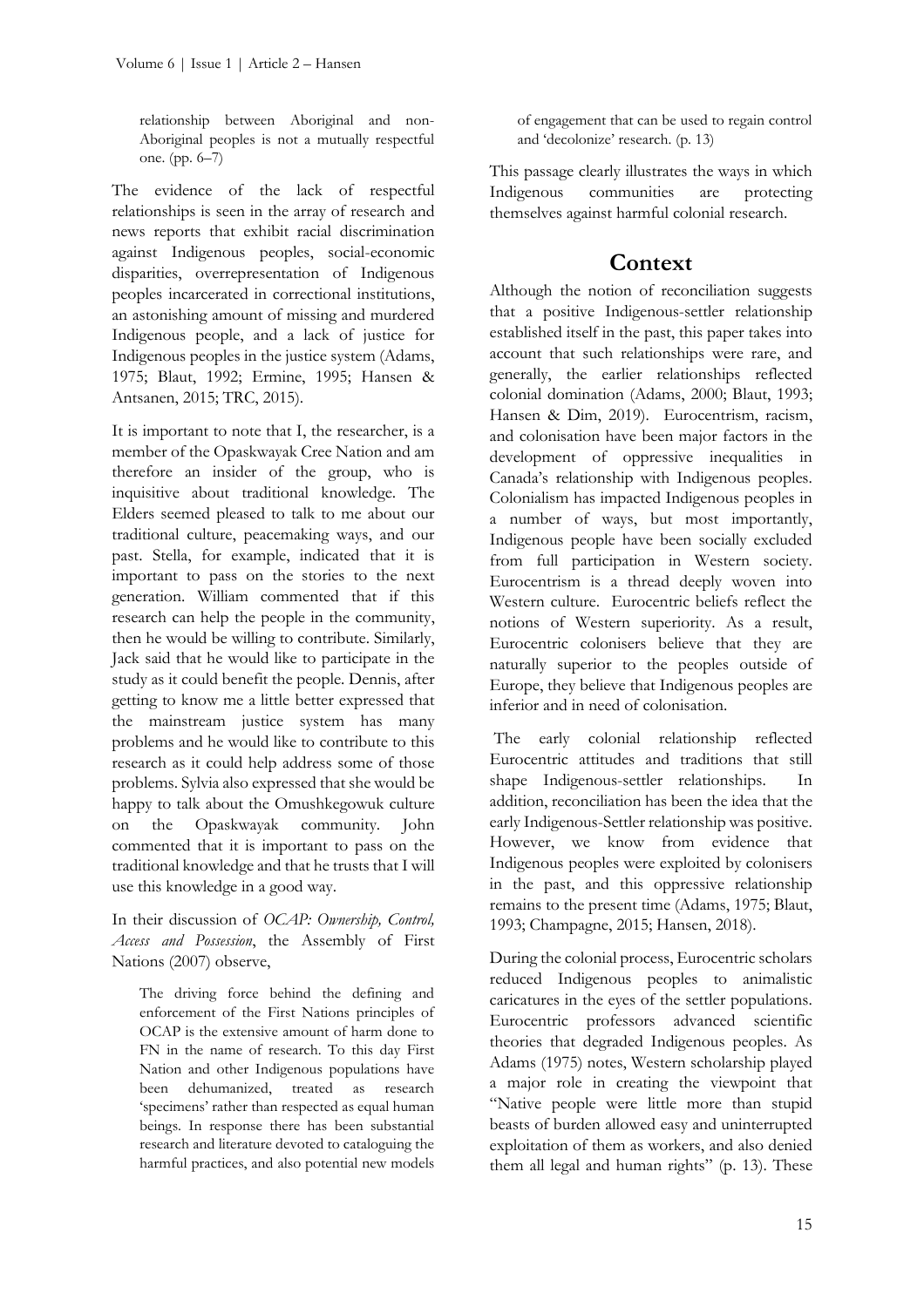> relationship between Aboriginal and non-Aboriginal peoples is not a mutually respectful one. (pp. 6–7)

The evidence of the lack of respectful relationships is seen in the array of research and news reports that exhibit racial discrimination against Indigenous peoples, social-economic disparities, overrepresentation of Indigenous peoples incarcerated in correctional institutions, an astonishing amount of missing and murdered Indigenous people, and a lack of justice for Indigenous peoples in the justice system (Adams, 1975; Blaut, 1992; Ermine, 1995; Hansen & Antsanen, 2015; TRC, 2015).

It is important to note that I, the researcher, is a member of the Opaskwayak Cree Nation and am therefore an insider of the group, who is inquisitive about traditional knowledge. The Elders seemed pleased to talk to me about our traditional culture, peacemaking ways, and our past. Stella, for example, indicated that it is important to pass on the stories to the next generation. William commented that if this research can help the people in the community, then he would be willing to contribute. Similarly, Jack said that he would like to participate in the study as it could benefit the people. Dennis, after getting to know me a little better expressed that the mainstream justice system has many problems and he would like to contribute to this research as it could help address some of those problems. Sylvia also expressed that she would be happy to talk about the Omushkegowuk culture on the Opaskwayak community. John commented that it is important to pass on the traditional knowledge and that he trusts that I will use this knowledge in a good way.

In their discussion of *OCAP: Ownership, Control, Access and Possession*, the Assembly of First Nations (2007) observe,

> The driving force behind the defining and enforcement of the First Nations principles of OCAP is the extensive amount of harm done to FN in the name of research. To this day First Nation and other Indigenous populations have been dehumanized, treated as research 'specimens' rather than respected as equal human beings. In response there has been substantial research and literature devoted to cataloguing the harmful practices, and also potential new models of engagement that can be used to regain control and 'decolonize' research. (p. 13)

This passage clearly illustrates the ways in which Indigenous communities are protecting themselves against harmful colonial research.

## Context

Although the notion of reconciliation suggests that a positive Indigenous-settler relationship established itself in the past, this paper takes into account that such relationships were rare, and generally, the earlier relationships reflected colonial domination (Adams, 2000; Blaut, 1993; Hansen & Dim, 2019). Eurocentrism, racism, and colonisation have been major factors in the development of oppressive inequalities in Canada's relationship with Indigenous peoples. Colonialism has impacted Indigenous peoples in a number of ways, but most importantly, Indigenous people have been socially excluded from full participation in Western society. Eurocentrism is a thread deeply woven into Western culture. Eurocentric beliefs reflect the notions of Western superiority. As a result, Eurocentric colonisers believe that they are naturally superior to the peoples outside of Europe, they believe that Indigenous peoples are inferior and in need of colonisation.

The early colonial relationship reflected Eurocentric attitudes and traditions that still shape Indigenous-settler relationships. In addition, reconciliation has been the idea that the early Indigenous-Settler relationship was positive. However, we know from evidence that Indigenous peoples were exploited by colonisers in the past, and this oppressive relationship remains to the present time (Adams, 1975; Blaut, 1993; Champagne, 2015; Hansen, 2018).

During the colonial process, Eurocentric scholars reduced Indigenous peoples to animalistic caricatures in the eyes of the settler populations. Eurocentric professors advanced scientific theories that degraded Indigenous peoples. As Adams (1975) notes, Western scholarship played a major role in creating the viewpoint that "Native people were little more than stupid beasts of burden allowed easy and uninterrupted exploitation of them as workers, and also denied them all legal and human rights" (p. 13). These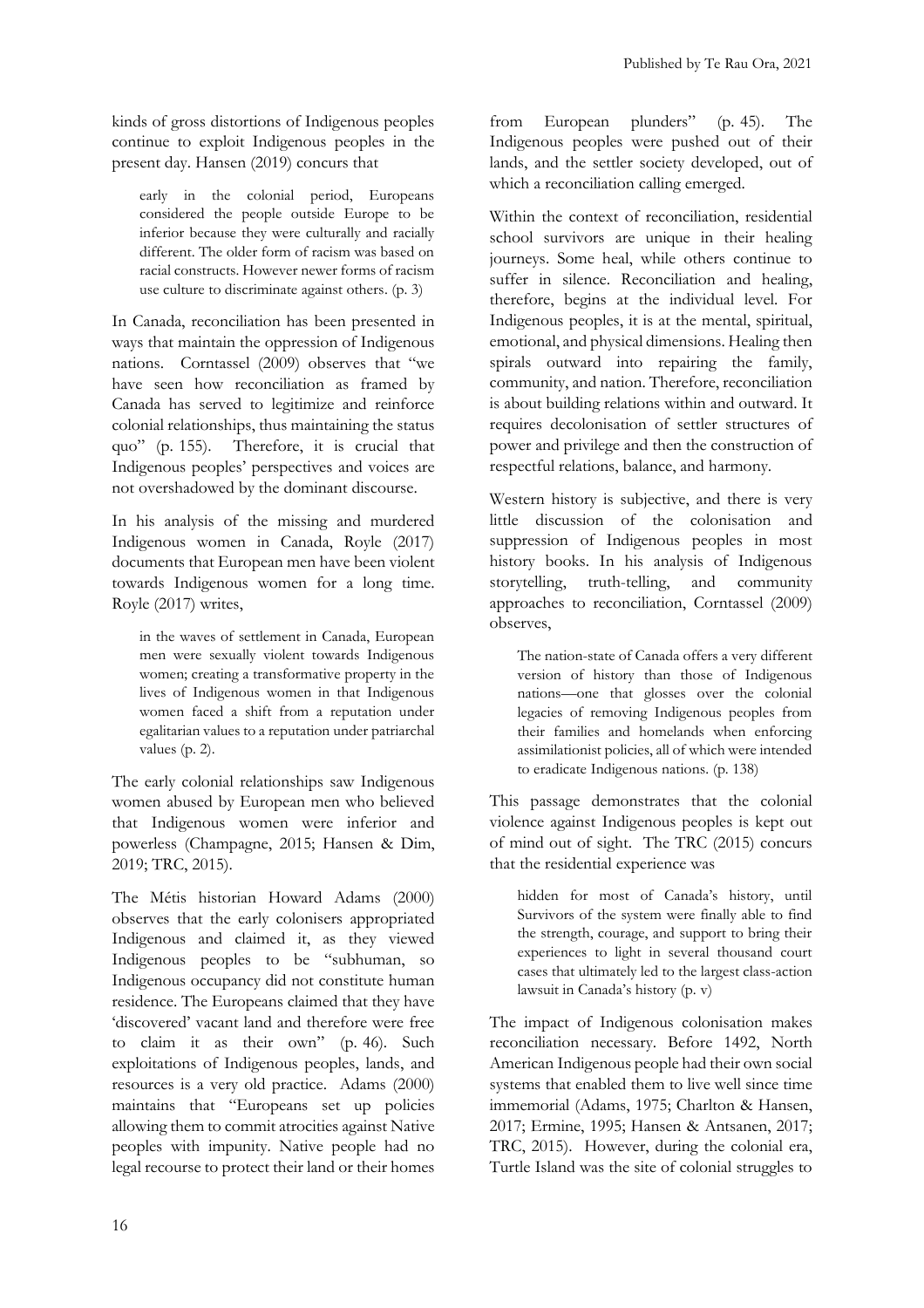kinds of gross distortions of Indigenous peoples continue to exploit Indigenous peoples in the present day. Hansen (2019) concurs that

> early in the colonial period, Europeans considered the people outside Europe to be inferior because they were culturally and racially different. The older form of racism was based on racial constructs. However newer forms of racism use culture to discriminate against others. (p. 3)

In Canada, reconciliation has been presented in ways that maintain the oppression of Indigenous nations. Corntassel (2009) observes that "we have seen how reconciliation as framed by Canada has served to legitimize and reinforce colonial relationships, thus maintaining the status quo" (p. 155). Therefore, it is crucial that Indigenous peoples' perspectives and voices are not overshadowed by the dominant discourse.

In his analysis of the missing and murdered Indigenous women in Canada, Royle (2017) documents that European men have been violent towards Indigenous women for a long time. Royle (2017) writes,

> in the waves of settlement in Canada, European men were sexually violent towards Indigenous women; creating a transformative property in the lives of Indigenous women in that Indigenous women faced a shift from a reputation under egalitarian values to a reputation under patriarchal values (p. 2).

The early colonial relationships saw Indigenous women abused by European men who believed that Indigenous women were inferior and powerless (Champagne, 2015; Hansen & Dim, 2019; TRC, 2015).

The Métis historian Howard Adams (2000) observes that the early colonisers appropriated Indigenous and claimed it, as they viewed Indigenous peoples to be "subhuman, so Indigenous occupancy did not constitute human residence. The Europeans claimed that they have 'discovered' vacant land and therefore were free to claim it as their own" (p. 46). Such exploitations of Indigenous peoples, lands, and resources is a very old practice. Adams (2000) maintains that "Europeans set up policies allowing them to commit atrocities against Native peoples with impunity. Native people had no legal recourse to protect their land or their homes from European plunders" (p. 45). The Indigenous peoples were pushed out of their lands, and the settler society developed, out of which a reconciliation calling emerged.

Within the context of reconciliation, residential school survivors are unique in their healing journeys. Some heal, while others continue to suffer in silence. Reconciliation and healing, therefore, begins at the individual level. For Indigenous peoples, it is at the mental, spiritual, emotional, and physical dimensions. Healing then spirals outward into repairing the family, community, and nation. Therefore, reconciliation is about building relations within and outward. It requires decolonisation of settler structures of power and privilege and then the construction of respectful relations, balance, and harmony.

Western history is subjective, and there is very little discussion of the colonisation and suppression of Indigenous peoples in most history books. In his analysis of Indigenous storytelling, truth-telling, and community approaches to reconciliation, Corntassel (2009) observes,

> The nation-state of Canada offers a very different version of history than those of Indigenous nations—one that glosses over the colonial legacies of removing Indigenous peoples from their families and homelands when enforcing assimilationist policies, all of which were intended to eradicate Indigenous nations. (p. 138)

This passage demonstrates that the colonial violence against Indigenous peoples is kept out of mind out of sight. The TRC (2015) concurs that the residential experience was

> hidden for most of Canada's history, until Survivors of the system were finally able to find the strength, courage, and support to bring their experiences to light in several thousand court cases that ultimately led to the largest class-action lawsuit in Canada's history (p. v)

The impact of Indigenous colonisation makes reconciliation necessary. Before 1492, North American Indigenous people had their own social systems that enabled them to live well since time immemorial (Adams, 1975; Charlton & Hansen, 2017; Ermine, 1995; Hansen & Antsanen, 2017; TRC, 2015). However, during the colonial era, Turtle Island was the site of colonial struggles to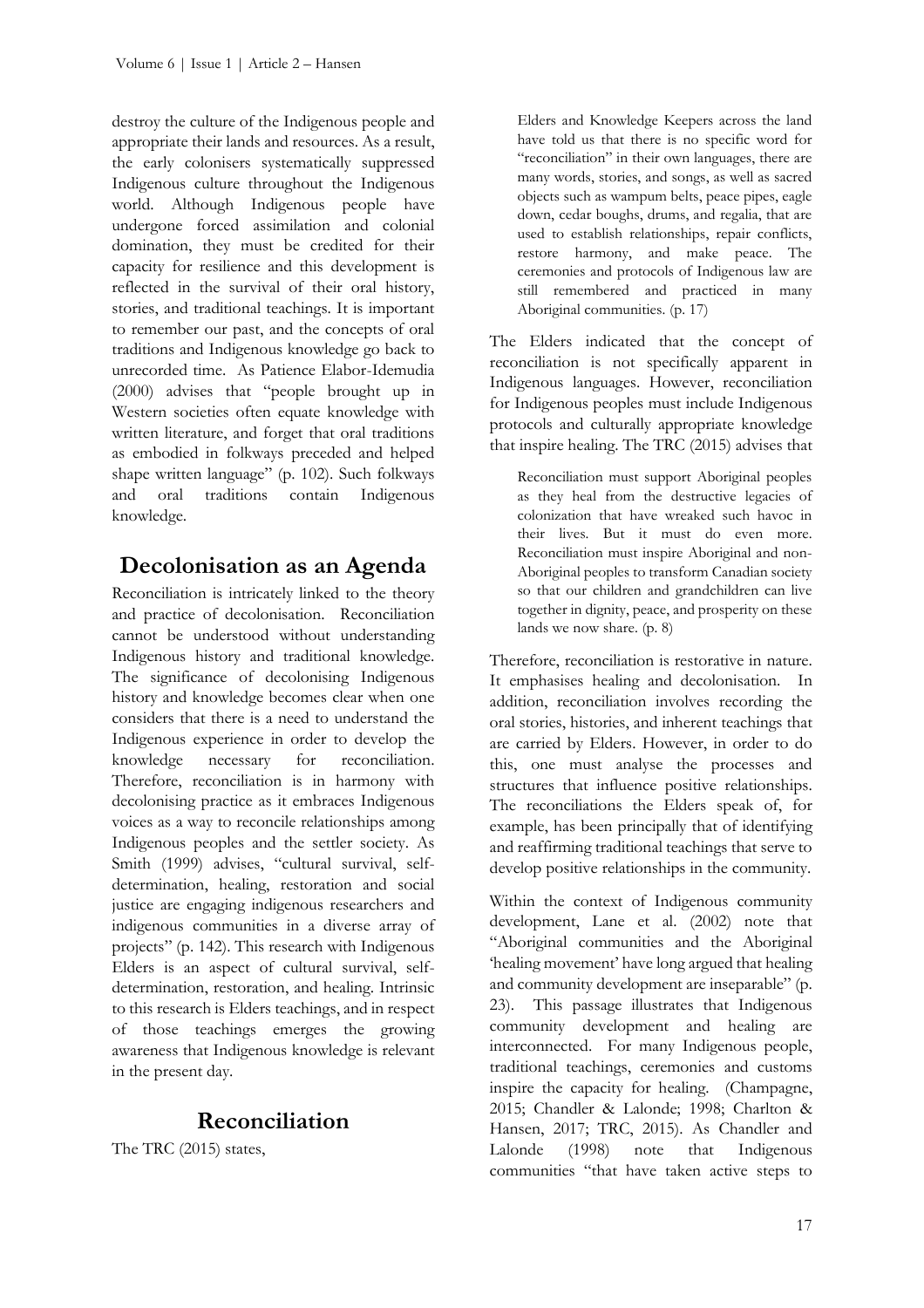destroy the culture of the Indigenous people and appropriate their lands and resources. As a result, the early colonisers systematically suppressed Indigenous culture throughout the Indigenous world. Although Indigenous people have undergone forced assimilation and colonial domination, they must be credited for their capacity for resilience and this development is reflected in the survival of their oral history, stories, and traditional teachings. It is important to remember our past, and the concepts of oral traditions and Indigenous knowledge go back to unrecorded time. As Patience Elabor-Idemudia (2000) advises that "people brought up in Western societies often equate knowledge with written literature, and forget that oral traditions as embodied in folkways preceded and helped shape written language" (p. 102). Such folkways and oral traditions contain Indigenous knowledge.

## Decolonisation as an Agenda

Reconciliation is intricately linked to the theory and practice of decolonisation. Reconciliation cannot be understood without understanding Indigenous history and traditional knowledge. The significance of decolonising Indigenous history and knowledge becomes clear when one considers that there is a need to understand the Indigenous experience in order to develop the knowledge necessary for reconciliation. Therefore, reconciliation is in harmony with decolonising practice as it embraces Indigenous voices as a way to reconcile relationships among Indigenous peoples and the settler society. As Smith (1999) advises, "cultural survival, self-determination, healing, restoration and social justice are engaging indigenous researchers and indigenous communities in a diverse array of projects" (p. 142). This research with Indigenous Elders is an aspect of cultural survival, self-determination, restoration, and healing. Intrinsic to this research is Elders teachings, and in respect of those teachings emerges the growing awareness that Indigenous knowledge is relevant in the present day.

## Reconciliation

The TRC (2015) states,

> Elders and Knowledge Keepers across the land have told us that there is no specific word for "reconciliation" in their own languages, there are many words, stories, and songs, as well as sacred objects such as wampum belts, peace pipes, eagle down, cedar boughs, drums, and regalia, that are used to establish relationships, repair conflicts, restore harmony, and make peace. The ceremonies and protocols of Indigenous law are still remembered and practiced in many Aboriginal communities. (p. 17)

The Elders indicated that the concept of reconciliation is not specifically apparent in Indigenous languages. However, reconciliation for Indigenous peoples must include Indigenous protocols and culturally appropriate knowledge that inspire healing. The TRC (2015) advises that

> Reconciliation must support Aboriginal peoples as they heal from the destructive legacies of colonization that have wreaked such havoc in their lives. But it must do even more. Reconciliation must inspire Aboriginal and non-Aboriginal peoples to transform Canadian society so that our children and grandchildren can live together in dignity, peace, and prosperity on these lands we now share. (p. 8)

Therefore, reconciliation is restorative in nature. It emphasises healing and decolonisation. In addition, reconciliation involves recording the oral stories, histories, and inherent teachings that are carried by Elders. However, in order to do this, one must analyse the processes and structures that influence positive relationships. The reconciliations the Elders speak of, for example, has been principally that of identifying and reaffirming traditional teachings that serve to develop positive relationships in the community.

Within the context of Indigenous community development, Lane et al. (2002) note that "Aboriginal communities and the Aboriginal 'healing movement' have long argued that healing and community development are inseparable" (p. 23). This passage illustrates that Indigenous community development and healing are interconnected. For many Indigenous people, traditional teachings, ceremonies and customs inspire the capacity for healing. (Champagne, 2015; Chandler & Lalonde; 1998; Charlton & Hansen, 2017; TRC, 2015). As Chandler and Lalonde (1998) note that Indigenous communities "that have taken active steps to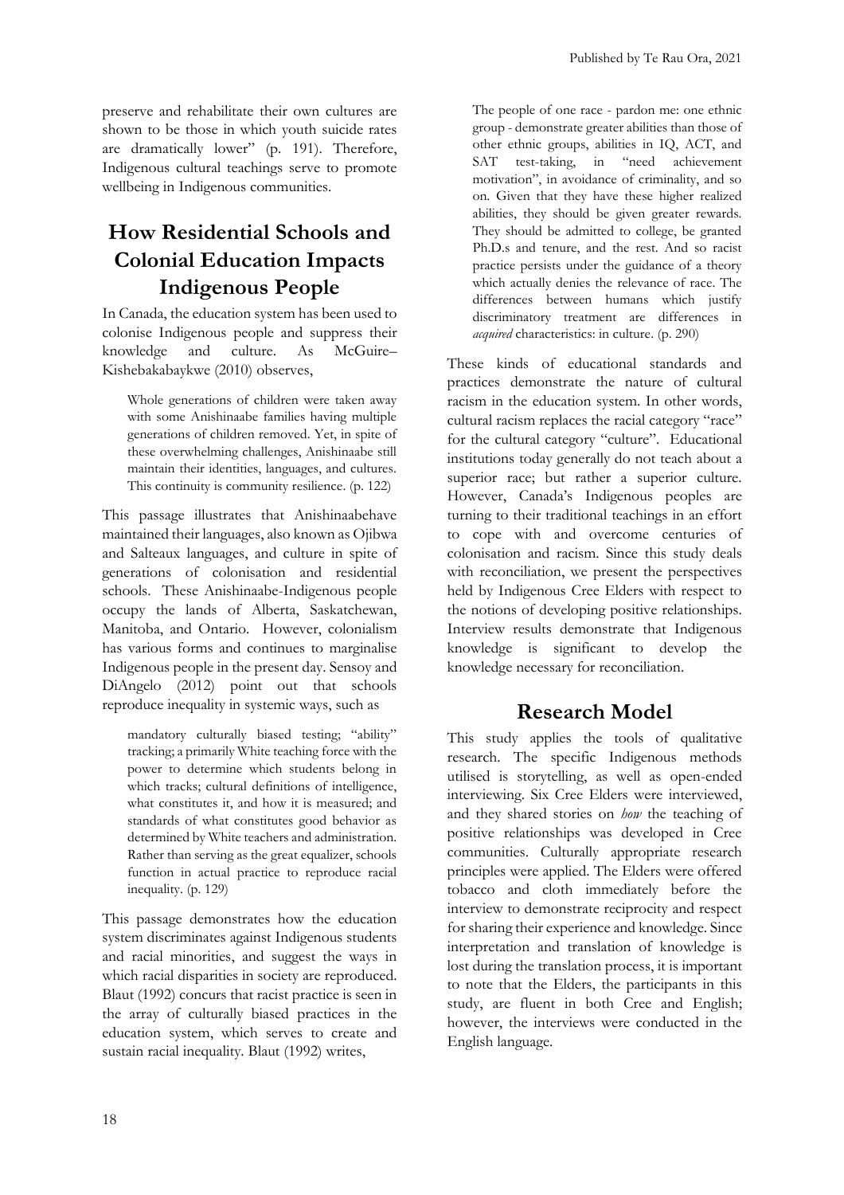preserve and rehabilitate their own cultures are shown to be those in which youth suicide rates are dramatically lower" (p. 191). Therefore, Indigenous cultural teachings serve to promote wellbeing in Indigenous communities.

## How Residential Schools and Colonial Education Impacts Indigenous People

In Canada, the education system has been used to colonise Indigenous people and suppress their knowledge and culture. As McGuire–Kishebakabaykwe (2010) observes,

> Whole generations of children were taken away with some Anishinaabe families having multiple generations of children removed. Yet, in spite of these overwhelming challenges, Anishinaabe still maintain their identities, languages, and cultures. This continuity is community resilience. (p. 122)

This passage illustrates that Anishinaabehave maintained their languages, also known as Ojibwa and Salteaux languages, and culture in spite of generations of colonisation and residential schools. These Anishinaabe-Indigenous people occupy the lands of Alberta, Saskatchewan, Manitoba, and Ontario. However, colonialism has various forms and continues to marginalise Indigenous people in the present day. Sensoy and DiAngelo (2012) point out that schools reproduce inequality in systemic ways, such as

> mandatory culturally biased testing; "ability" tracking; a primarily White teaching force with the power to determine which students belong in which tracks; cultural definitions of intelligence, what constitutes it, and how it is measured; and standards of what constitutes good behavior as determined by White teachers and administration. Rather than serving as the great equalizer, schools function in actual practice to reproduce racial inequality. (p. 129)

This passage demonstrates how the education system discriminates against Indigenous students and racial minorities, and suggest the ways in which racial disparities in society are reproduced. Blaut (1992) concurs that racist practice is seen in the array of culturally biased practices in the education system, which serves to create and sustain racial inequality. Blaut (1992) writes,

> The people of one race - pardon me: one ethnic group - demonstrate greater abilities than those of other ethnic groups, abilities in IQ, ACT, and SAT test-taking, in "need achievement motivation", in avoidance of criminality, and so on. Given that they have these higher realized abilities, they should be given greater rewards. They should be admitted to college, be granted Ph.D.s and tenure, and the rest. And so racist practice persists under the guidance of a theory which actually denies the relevance of race. The differences between humans which justify discriminatory treatment are differences in *acquired* characteristics: in culture. (p. 290)

These kinds of educational standards and practices demonstrate the nature of cultural racism in the education system. In other words, cultural racism replaces the racial category "race" for the cultural category "culture". Educational institutions today generally do not teach about a superior race; but rather a superior culture. However, Canada's Indigenous peoples are turning to their traditional teachings in an effort to cope with and overcome centuries of colonisation and racism. Since this study deals with reconciliation, we present the perspectives held by Indigenous Cree Elders with respect to the notions of developing positive relationships. Interview results demonstrate that Indigenous knowledge is significant to develop the knowledge necessary for reconciliation.

## Research Model

This study applies the tools of qualitative research. The specific Indigenous methods utilised is storytelling, as well as open-ended interviewing. Six Cree Elders were interviewed, and they shared stories on *how* the teaching of positive relationships was developed in Cree communities. Culturally appropriate research principles were applied. The Elders were offered tobacco and cloth immediately before the interview to demonstrate reciprocity and respect for sharing their experience and knowledge. Since interpretation and translation of knowledge is lost during the translation process, it is important to note that the Elders, the participants in this study, are fluent in both Cree and English; however, the interviews were conducted in the English language.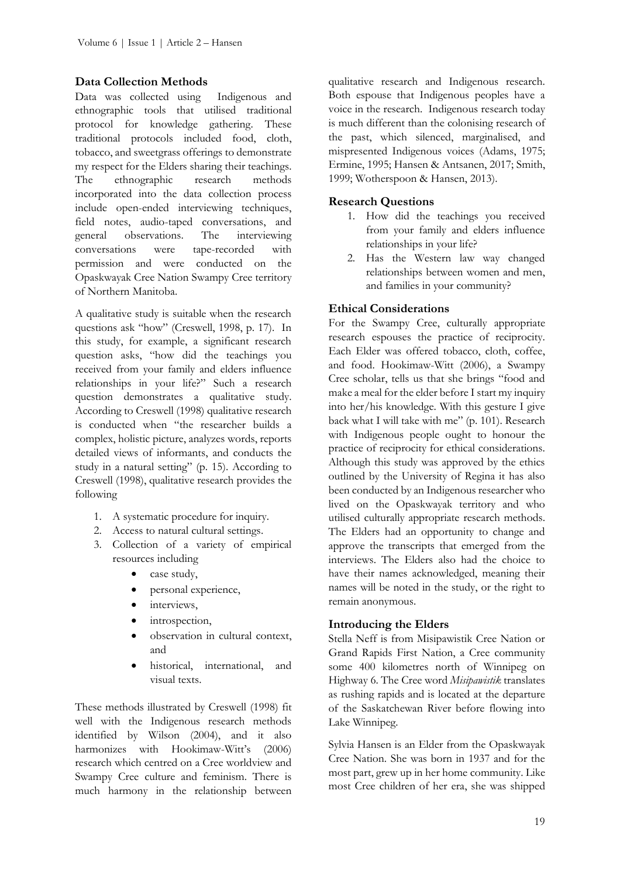## Data Collection Methods

Data was collected using Indigenous and ethnographic tools that utilised traditional protocol for knowledge gathering. These traditional protocols included food, cloth, tobacco, and sweetgrass offerings to demonstrate my respect for the Elders sharing their teachings. The ethnographic research methods incorporated into the data collection process include open-ended interviewing techniques, field notes, audio-taped conversations, and general observations. The interviewing conversations were tape-recorded with permission and were conducted on the Opaskwayak Cree Nation Swampy Cree territory of Northern Manitoba.

A qualitative study is suitable when the research questions ask "how" (Creswell, 1998, p. 17). In this study, for example, a significant research question asks, "how did the teachings you received from your family and elders influence relationships in your life?" Such a research question demonstrates a qualitative study. According to Creswell (1998) qualitative research is conducted when "the researcher builds a complex, holistic picture, analyzes words, reports detailed views of informants, and conducts the study in a natural setting" (p. 15). According to Creswell (1998), qualitative research provides the following

1. A systematic procedure for inquiry.
2. Access to natural cultural settings.
3. Collection of a variety of empirical resources including
   - case study,
   - personal experience,
   - interviews,
   - introspection,
   - observation in cultural context, and
   - historical, international, and visual texts.

These methods illustrated by Creswell (1998) fit well with the Indigenous research methods identified by Wilson (2004), and it also harmonizes with Hookimaw-Witt's (2006) research which centred on a Cree worldview and Swampy Cree culture and feminism. There is much harmony in the relationship between qualitative research and Indigenous research. Both espouse that Indigenous peoples have a voice in the research. Indigenous research today is much different than the colonising research of the past, which silenced, marginalised, and mispresented Indigenous voices (Adams, 1975; Ermine, 1995; Hansen & Antsanen, 2017; Smith, 1999; Wotherspoon & Hansen, 2013).

## Research Questions

1. How did the teachings you received from your family and elders influence relationships in your life?
2. Has the Western law way changed relationships between women and men, and families in your community?

## Ethical Considerations

For the Swampy Cree, culturally appropriate research espouses the practice of reciprocity. Each Elder was offered tobacco, cloth, coffee, and food. Hookimaw-Witt (2006), a Swampy Cree scholar, tells us that she brings "food and make a meal for the elder before I start my inquiry into her/his knowledge. With this gesture I give back what I will take with me" (p. 101). Research with Indigenous people ought to honour the practice of reciprocity for ethical considerations. Although this study was approved by the ethics outlined by the University of Regina it has also been conducted by an Indigenous researcher who lived on the Opaskwayak territory and who utilised culturally appropriate research methods. The Elders had an opportunity to change and approve the transcripts that emerged from the interviews. The Elders also had the choice to have their names acknowledged, meaning their names will be noted in the study, or the right to remain anonymous.

## Introducing the Elders

Stella Neff is from Misipawistik Cree Nation or Grand Rapids First Nation, a Cree community some 400 kilometres north of Winnipeg on Highway 6. The Cree word *Misipawistik* translates as rushing rapids and is located at the departure of the Saskatchewan River before flowing into Lake Winnipeg.

Sylvia Hansen is an Elder from the Opaskwayak Cree Nation. She was born in 1937 and for the most part, grew up in her home community. Like most Cree children of her era, she was shipped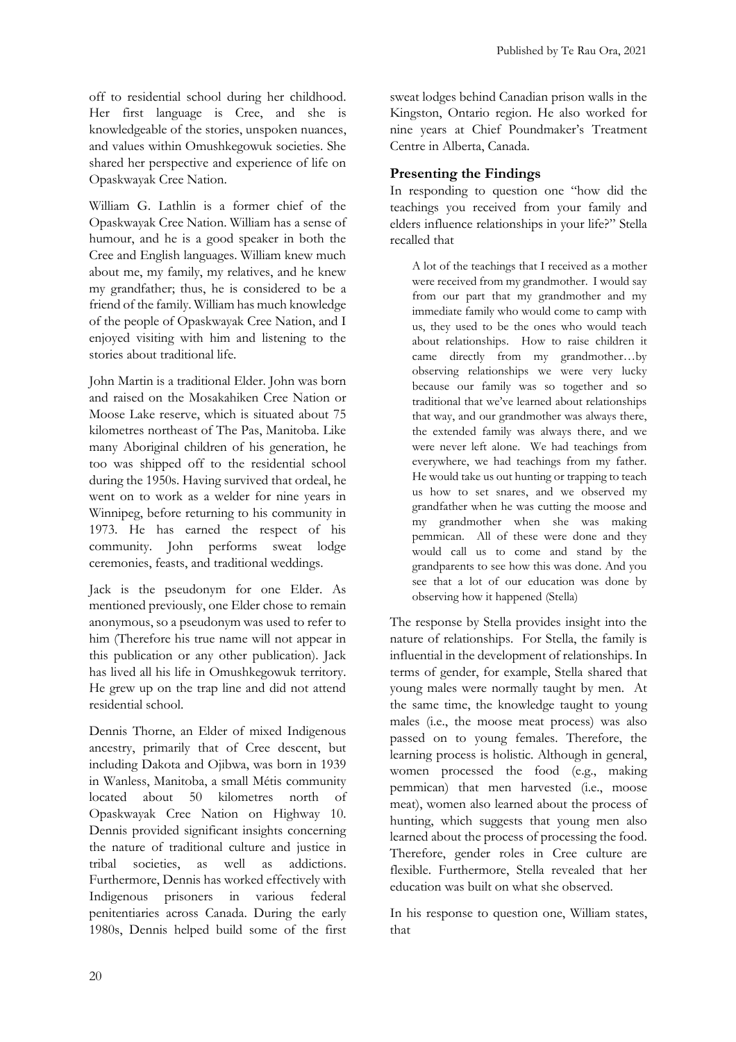off to residential school during her childhood. Her first language is Cree, and she is knowledgeable of the stories, unspoken nuances, and values within Omushkegowuk societies. She shared her perspective and experience of life on Opaskwayak Cree Nation.

William G. Lathlin is a former chief of the Opaskwayak Cree Nation. William has a sense of humour, and he is a good speaker in both the Cree and English languages. William knew much about me, my family, my relatives, and he knew my grandfather; thus, he is considered to be a friend of the family. William has much knowledge of the people of Opaskwayak Cree Nation, and I enjoyed visiting with him and listening to the stories about traditional life.

John Martin is a traditional Elder. John was born and raised on the Mosakahiken Cree Nation or Moose Lake reserve, which is situated about 75 kilometres northeast of The Pas, Manitoba. Like many Aboriginal children of his generation, he too was shipped off to the residential school during the 1950s. Having survived that ordeal, he went on to work as a welder for nine years in Winnipeg, before returning to his community in 1973. He has earned the respect of his community. John performs sweat lodge ceremonies, feasts, and traditional weddings.

Jack is the pseudonym for one Elder. As mentioned previously, one Elder chose to remain anonymous, so a pseudonym was used to refer to him (Therefore his true name will not appear in this publication or any other publication). Jack has lived all his life in Omushkegowuk territory. He grew up on the trap line and did not attend residential school.

Dennis Thorne, an Elder of mixed Indigenous ancestry, primarily that of Cree descent, but including Dakota and Ojibwa, was born in 1939 in Wanless, Manitoba, a small Métis community located about 50 kilometres north of Opaskwayak Cree Nation on Highway 10. Dennis provided significant insights concerning the nature of traditional culture and justice in tribal societies, as well as addictions. Furthermore, Dennis has worked effectively with Indigenous prisoners in various federal penitentiaries across Canada. During the early 1980s, Dennis helped build some of the first sweat lodges behind Canadian prison walls in the Kingston, Ontario region. He also worked for nine years at Chief Poundmaker's Treatment Centre in Alberta, Canada.

## Presenting the Findings

In responding to question one "how did the teachings you received from your family and elders influence relationships in your life?" Stella recalled that

> A lot of the teachings that I received as a mother were received from my grandmother. I would say from our part that my grandmother and my immediate family who would come to camp with us, they used to be the ones who would teach about relationships. How to raise children it came directly from my grandmother…by observing relationships we were very lucky because our family was so together and so traditional that we've learned about relationships that way, and our grandmother was always there, the extended family was always there, and we were never left alone. We had teachings from everywhere, we had teachings from my father. He would take us out hunting or trapping to teach us how to set snares, and we observed my grandfather when he was cutting the moose and my grandmother when she was making pemmican. All of these were done and they would call us to come and stand by the grandparents to see how this was done. And you see that a lot of our education was done by observing how it happened (Stella)

The response by Stella provides insight into the nature of relationships. For Stella, the family is influential in the development of relationships. In terms of gender, for example, Stella shared that young males were normally taught by men. At the same time, the knowledge taught to young males (i.e., the moose meat process) was also passed on to young females. Therefore, the learning process is holistic. Although in general, women processed the food (e.g., making pemmican) that men harvested (i.e., moose meat), women also learned about the process of hunting, which suggests that young men also learned about the process of processing the food. Therefore, gender roles in Cree culture are flexible. Furthermore, Stella revealed that her education was built on what she observed.

In his response to question one, William states, that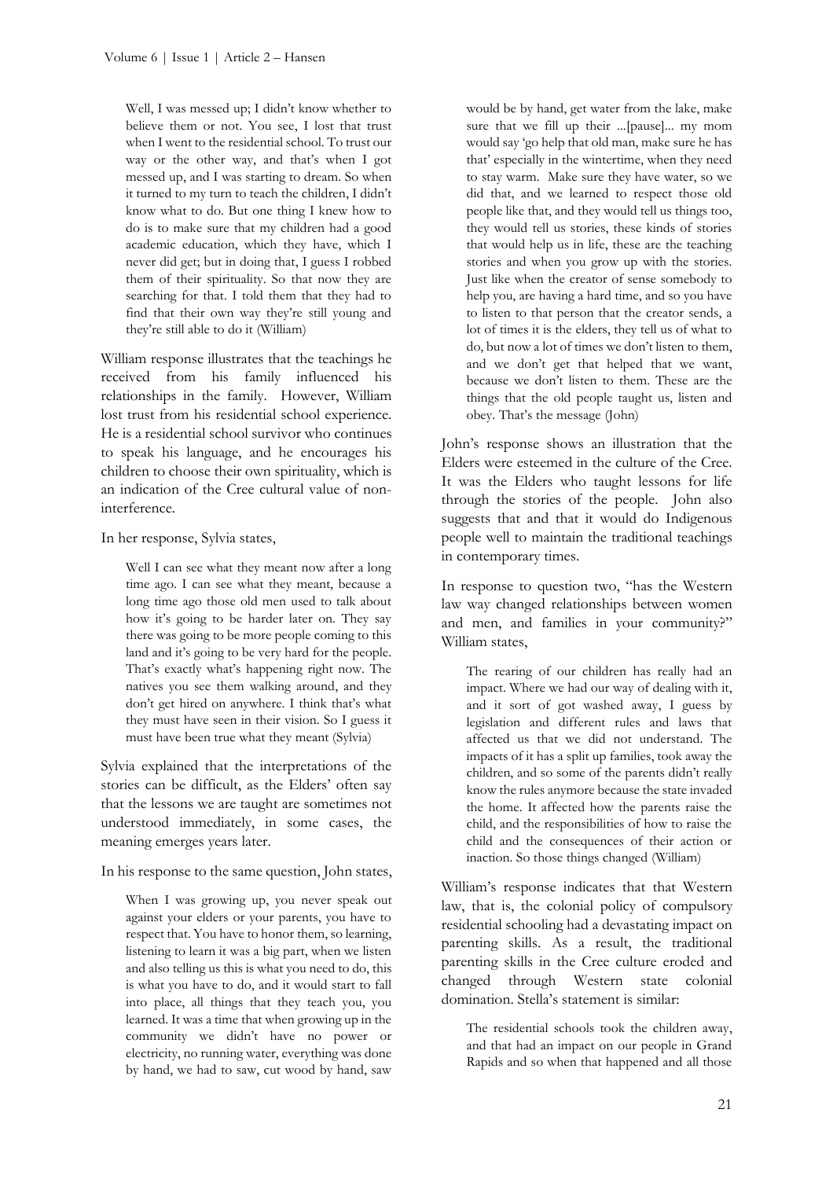> Well, I was messed up; I didn't know whether to believe them or not. You see, I lost that trust when I went to the residential school. To trust our way or the other way, and that's when I got messed up, and I was starting to dream. So when it turned to my turn to teach the children, I didn't know what to do. But one thing I knew how to do is to make sure that my children had a good academic education, which they have, which I never did get; but in doing that, I guess I robbed them of their spirituality. So that now they are searching for that. I told them that they had to find that their own way they're still young and they're still able to do it (William)

William response illustrates that the teachings he received from his family influenced his relationships in the family. However, William lost trust from his residential school experience. He is a residential school survivor who continues to speak his language, and he encourages his children to choose their own spirituality, which is an indication of the Cree cultural value of non-interference.

In her response, Sylvia states,

> Well I can see what they meant now after a long time ago. I can see what they meant, because a long time ago those old men used to talk about how it's going to be harder later on. They say there was going to be more people coming to this land and it's going to be very hard for the people. That's exactly what's happening right now. The natives you see them walking around, and they don't get hired on anywhere. I think that's what they must have seen in their vision. So I guess it must have been true what they meant (Sylvia)

Sylvia explained that the interpretations of the stories can be difficult, as the Elders' often say that the lessons we are taught are sometimes not understood immediately, in some cases, the meaning emerges years later.

In his response to the same question, John states,

> When I was growing up, you never speak out against your elders or your parents, you have to respect that. You have to honor them, so learning, listening to learn it was a big part, when we listen and also telling us this is what you need to do, this is what you have to do, and it would start to fall into place, all things that they teach you, you learned. It was a time that when growing up in the community we didn't have no power or electricity, no running water, everything was done by hand, we had to saw, cut wood by hand, saw would be by hand, get water from the lake, make sure that we fill up their ...[pause]... my mom would say 'go help that old man, make sure he has that' especially in the wintertime, when they need to stay warm. Make sure they have water, so we did that, and we learned to respect those old people like that, and they would tell us things too, they would tell us stories, these kinds of stories that would help us in life, these are the teaching stories and when you grow up with the stories. Just like when the creator of sense somebody to help you, are having a hard time, and so you have to listen to that person that the creator sends, a lot of times it is the elders, they tell us of what to do, but now a lot of times we don't listen to them, and we don't get that helped that we want, because we don't listen to them. These are the things that the old people taught us, listen and obey. That's the message (John)

John's response shows an illustration that the Elders were esteemed in the culture of the Cree. It was the Elders who taught lessons for life through the stories of the people. John also suggests that and that it would do Indigenous people well to maintain the traditional teachings in contemporary times.

In response to question two, "has the Western law way changed relationships between women and men, and families in your community?" William states,

> The rearing of our children has really had an impact. Where we had our way of dealing with it, and it sort of got washed away, I guess by legislation and different rules and laws that affected us that we did not understand. The impacts of it has a split up families, took away the children, and so some of the parents didn't really know the rules anymore because the state invaded the home. It affected how the parents raise the child, and the responsibilities of how to raise the child and the consequences of their action or inaction. So those things changed (William)

William's response indicates that that Western law, that is, the colonial policy of compulsory residential schooling had a devastating impact on parenting skills. As a result, the traditional parenting skills in the Cree culture eroded and changed through Western state colonial domination. Stella's statement is similar:

> The residential schools took the children away, and that had an impact on our people in Grand Rapids and so when that happened and all those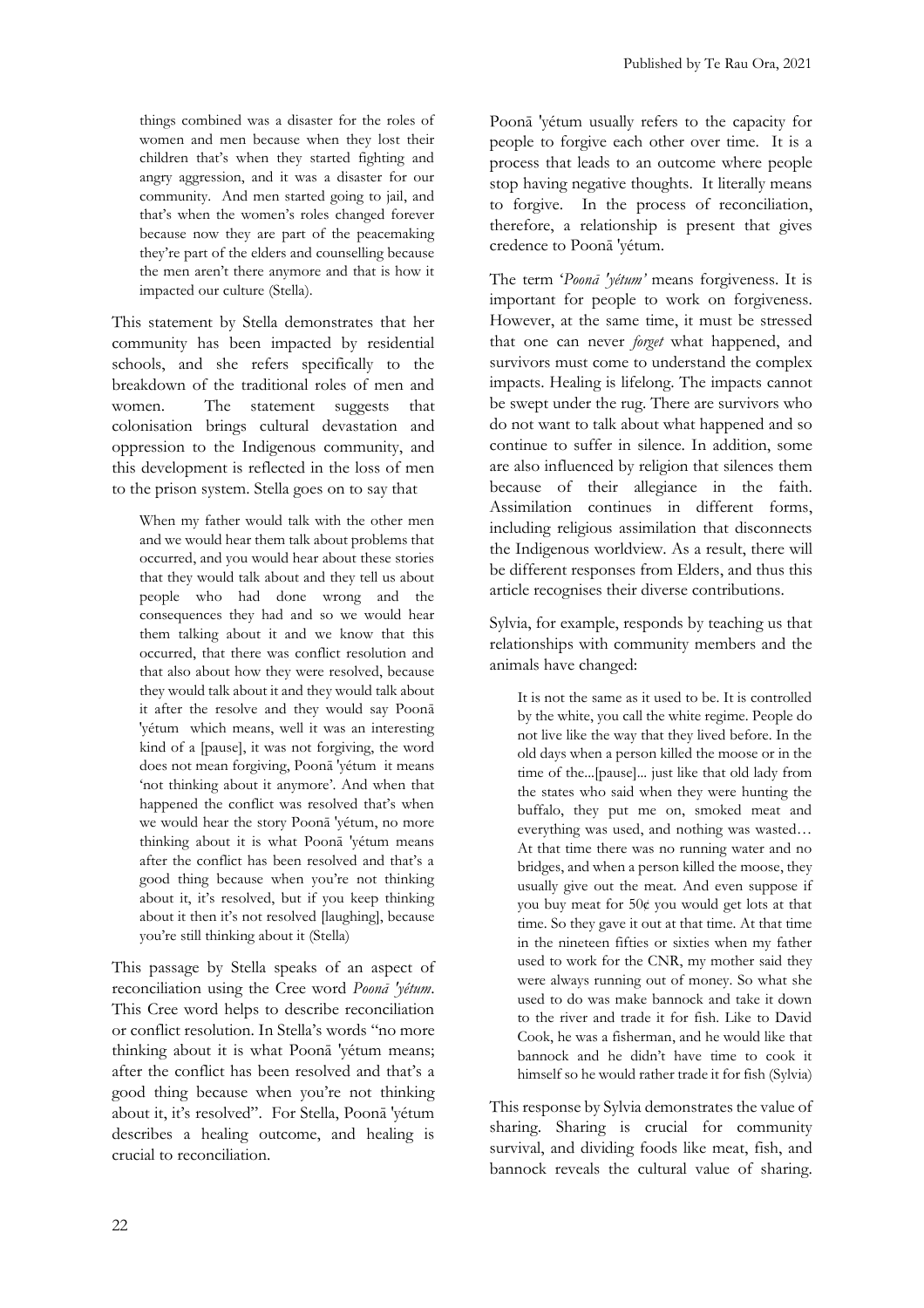> things combined was a disaster for the roles of women and men because when they lost their children that's when they started fighting and angry aggression, and it was a disaster for our community. And men started going to jail, and that's when the women's roles changed forever because now they are part of the peacemaking they're part of the elders and counselling because the men aren't there anymore and that is how it impacted our culture (Stella).

This statement by Stella demonstrates that her community has been impacted by residential schools, and she refers specifically to the breakdown of the traditional roles of men and women. The statement suggests that colonisation brings cultural devastation and oppression to the Indigenous community, and this development is reflected in the loss of men to the prison system. Stella goes on to say that

> When my father would talk with the other men and we would hear them talk about problems that occurred, and you would hear about these stories that they would talk about and they tell us about people who had done wrong and the consequences they had and so we would hear them talking about it and we know that this occurred, that there was conflict resolution and that also about how they were resolved, because they would talk about it and they would talk about it after the resolve and they would say Poonā 'yétum which means, well it was an interesting kind of a [pause], it was not forgiving, the word does not mean forgiving, Poonā 'yétum it means 'not thinking about it anymore'. And when that happened the conflict was resolved that's when we would hear the story Poonā 'yétum, no more thinking about it is what Poonā 'yétum means after the conflict has been resolved and that's a good thing because when you're not thinking about it, it's resolved, but if you keep thinking about it then it's not resolved [laughing], because you're still thinking about it (Stella)

This passage by Stella speaks of an aspect of reconciliation using the Cree word *Poonā 'yétum*. This Cree word helps to describe reconciliation or conflict resolution. In Stella's words "no more thinking about it is what Poonā 'yétum means; after the conflict has been resolved and that's a good thing because when you're not thinking about it, it's resolved". For Stella, Poonā 'yétum describes a healing outcome, and healing is crucial to reconciliation.

Poonā 'yétum usually refers to the capacity for people to forgive each other over time. It is a process that leads to an outcome where people stop having negative thoughts. It literally means to forgive. In the process of reconciliation, therefore, a relationship is present that gives credence to Poonā 'yétum.

The term '*Poonā 'yétum'* means forgiveness. It is important for people to work on forgiveness. However, at the same time, it must be stressed that one can never *forget* what happened, and survivors must come to understand the complex impacts. Healing is lifelong. The impacts cannot be swept under the rug. There are survivors who do not want to talk about what happened and so continue to suffer in silence. In addition, some are also influenced by religion that silences them because of their allegiance in the faith. Assimilation continues in different forms, including religious assimilation that disconnects the Indigenous worldview. As a result, there will be different responses from Elders, and thus this article recognises their diverse contributions.

Sylvia, for example, responds by teaching us that relationships with community members and the animals have changed:

> It is not the same as it used to be. It is controlled by the white, you call the white regime. People do not live like the way that they lived before. In the old days when a person killed the moose or in the time of the...[pause]... just like that old lady from the states who said when they were hunting the buffalo, they put me on, smoked meat and everything was used, and nothing was wasted… At that time there was no running water and no bridges, and when a person killed the moose, they usually give out the meat. And even suppose if you buy meat for 50¢ you would get lots at that time. So they gave it out at that time. At that time in the nineteen fifties or sixties when my father used to work for the CNR, my mother said they were always running out of money. So what she used to do was make bannock and take it down to the river and trade it for fish. Like to David Cook, he was a fisherman, and he would like that bannock and he didn't have time to cook it himself so he would rather trade it for fish (Sylvia)

This response by Sylvia demonstrates the value of sharing. Sharing is crucial for community survival, and dividing foods like meat, fish, and bannock reveals the cultural value of sharing.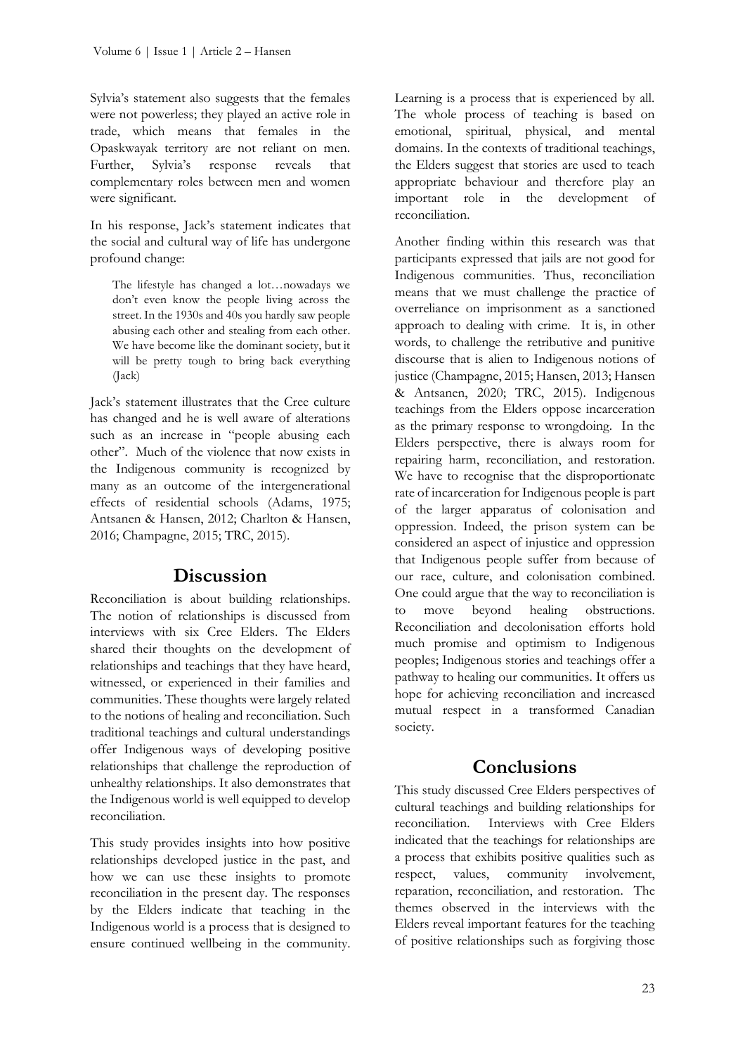Sylvia's statement also suggests that the females were not powerless; they played an active role in trade, which means that females in the Opaskwayak territory are not reliant on men. Further, Sylvia's response reveals that complementary roles between men and women were significant.

In his response, Jack's statement indicates that the social and cultural way of life has undergone profound change:

> The lifestyle has changed a lot…nowadays we don't even know the people living across the street. In the 1930s and 40s you hardly saw people abusing each other and stealing from each other. We have become like the dominant society, but it will be pretty tough to bring back everything (Jack)

Jack's statement illustrates that the Cree culture has changed and he is well aware of alterations such as an increase in "people abusing each other". Much of the violence that now exists in the Indigenous community is recognized by many as an outcome of the intergenerational effects of residential schools (Adams, 1975; Antsanen & Hansen, 2012; Charlton & Hansen, 2016; Champagne, 2015; TRC, 2015).

## Discussion

Reconciliation is about building relationships. The notion of relationships is discussed from interviews with six Cree Elders. The Elders shared their thoughts on the development of relationships and teachings that they have heard, witnessed, or experienced in their families and communities. These thoughts were largely related to the notions of healing and reconciliation. Such traditional teachings and cultural understandings offer Indigenous ways of developing positive relationships that challenge the reproduction of unhealthy relationships. It also demonstrates that the Indigenous world is well equipped to develop reconciliation.

This study provides insights into how positive relationships developed justice in the past, and how we can use these insights to promote reconciliation in the present day. The responses by the Elders indicate that teaching in the Indigenous world is a process that is designed to ensure continued wellbeing in the community. Learning is a process that is experienced by all. The whole process of teaching is based on emotional, spiritual, physical, and mental domains. In the contexts of traditional teachings, the Elders suggest that stories are used to teach appropriate behaviour and therefore play an important role in the development of reconciliation.

Another finding within this research was that participants expressed that jails are not good for Indigenous communities. Thus, reconciliation means that we must challenge the practice of overreliance on imprisonment as a sanctioned approach to dealing with crime. It is, in other words, to challenge the retributive and punitive discourse that is alien to Indigenous notions of justice (Champagne, 2015; Hansen, 2013; Hansen & Antsanen, 2020; TRC, 2015). Indigenous teachings from the Elders oppose incarceration as the primary response to wrongdoing. In the Elders perspective, there is always room for repairing harm, reconciliation, and restoration. We have to recognise that the disproportionate rate of incarceration for Indigenous people is part of the larger apparatus of colonisation and oppression. Indeed, the prison system can be considered an aspect of injustice and oppression that Indigenous people suffer from because of our race, culture, and colonisation combined. One could argue that the way to reconciliation is to move beyond healing obstructions. Reconciliation and decolonisation efforts hold much promise and optimism to Indigenous peoples; Indigenous stories and teachings offer a pathway to healing our communities. It offers us hope for achieving reconciliation and increased mutual respect in a transformed Canadian society.

## Conclusions

This study discussed Cree Elders perspectives of cultural teachings and building relationships for reconciliation. Interviews with Cree Elders indicated that the teachings for relationships are a process that exhibits positive qualities such as respect, values, community involvement, reparation, reconciliation, and restoration. The themes observed in the interviews with the Elders reveal important features for the teaching of positive relationships such as forgiving those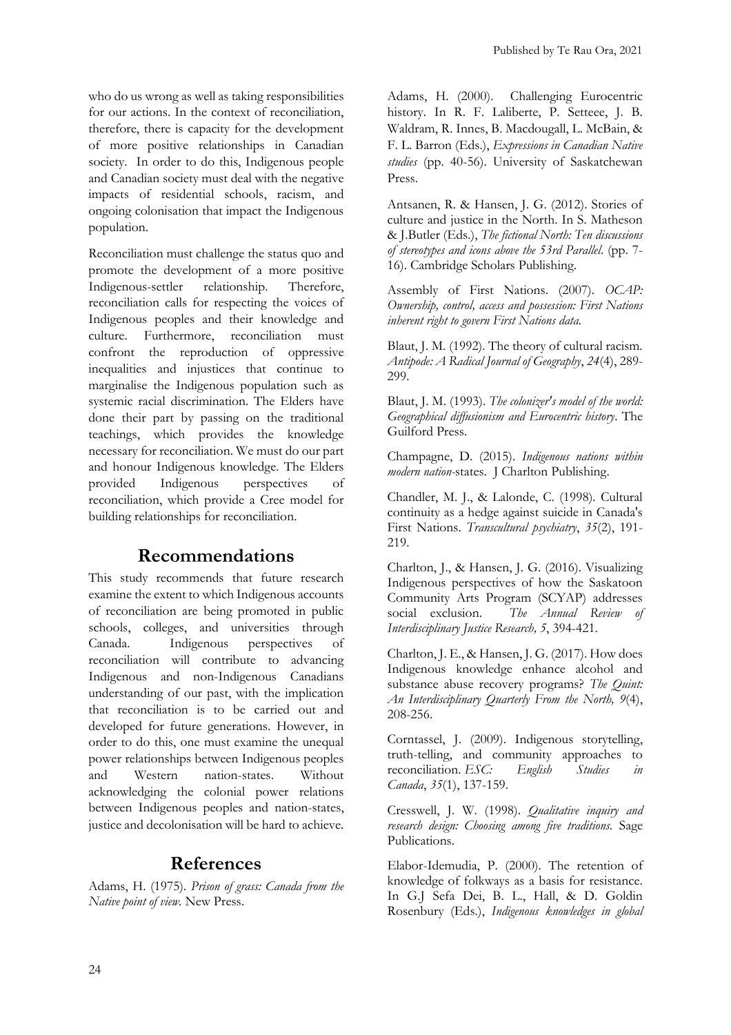who do us wrong as well as taking responsibilities for our actions. In the context of reconciliation, therefore, there is capacity for the development of more positive relationships in Canadian society. In order to do this, Indigenous people and Canadian society must deal with the negative impacts of residential schools, racism, and ongoing colonisation that impact the Indigenous population.

Reconciliation must challenge the status quo and promote the development of a more positive Indigenous-settler relationship. Therefore, reconciliation calls for respecting the voices of Indigenous peoples and their knowledge and culture. Furthermore, reconciliation must confront the reproduction of oppressive inequalities and injustices that continue to marginalise the Indigenous population such as systemic racial discrimination. The Elders have done their part by passing on the traditional teachings, which provides the knowledge necessary for reconciliation. We must do our part and honour Indigenous knowledge. The Elders provided Indigenous perspectives of reconciliation, which provide a Cree model for building relationships for reconciliation.

## Recommendations

This study recommends that future research examine the extent to which Indigenous accounts of reconciliation are being promoted in public schools, colleges, and universities through Canada. Indigenous perspectives of reconciliation will contribute to advancing Indigenous and non-Indigenous Canadians understanding of our past, with the implication that reconciliation is to be carried out and developed for future generations. However, in order to do this, one must examine the unequal power relationships between Indigenous peoples and Western nation-states. Without acknowledging the colonial power relations between Indigenous peoples and nation-states, justice and decolonisation will be hard to achieve.

## References

Adams, H. (1975). *Prison of grass: Canada from the Native point of view.* New Press.

Adams, H. (2000). Challenging Eurocentric history. In R. F. Laliberte, P. Setteee, J. B. Waldram, R. Innes, B. Macdougall, L. McBain, & F. L. Barron (Eds.), *Expressions in Canadian Native studies* (pp. 40-56). University of Saskatchewan Press.

Antsanen, R. & Hansen, J. G. (2012). Stories of culture and justice in the North. In S. Matheson & J.Butler (Eds.), *The fictional North: Ten discussions of stereotypes and icons above the 53rd Parallel*. (pp. 7-16). Cambridge Scholars Publishing.

Assembly of First Nations. (2007). *OCAP: Ownership, control, access and possession: First Nations inherent right to govern First Nations data.*

Blaut, J. M. (1992). The theory of cultural racism. *Antipode: A Radical Journal of Geography*, *24*(4), 289-299.

Blaut, J. M. (1993). *The colonizer's model of the world: Geographical diffusionism and Eurocentric history*. The Guilford Press.

Champagne, D. (2015). *Indigenous nations within modern nation-*states. J Charlton Publishing.

Chandler, M. J., & Lalonde, C. (1998). Cultural continuity as a hedge against suicide in Canada's First Nations. *Transcultural psychiatry*, *35*(2), 191-219.

Charlton, J., & Hansen, J. G. (2016). Visualizing Indigenous perspectives of how the Saskatoon Community Arts Program (SCYAP) addresses social exclusion. *The Annual Review of Interdisciplinary Justice Research, 5*, 394-421.

Charlton, J. E., & Hansen, J. G. (2017). How does Indigenous knowledge enhance alcohol and substance abuse recovery programs? *The Quint: An Interdisciplinary Quarterly From the North, 9*(4), 208-256.

Corntassel, J. (2009). Indigenous storytelling, truth-telling, and community approaches to reconciliation. *ESC: English Studies in Canada*, *35*(1), 137-159.

Cresswell, J. W. (1998). *Qualitative inquiry and research design: Choosing among five traditions.* Sage Publications.

Elabor-Idemudia, P. (2000). The retention of knowledge of folkways as a basis for resistance. In G.J Sefa Dei, B. L., Hall, & D. Goldin Rosenbury (Eds.), *Indigenous knowledges in global*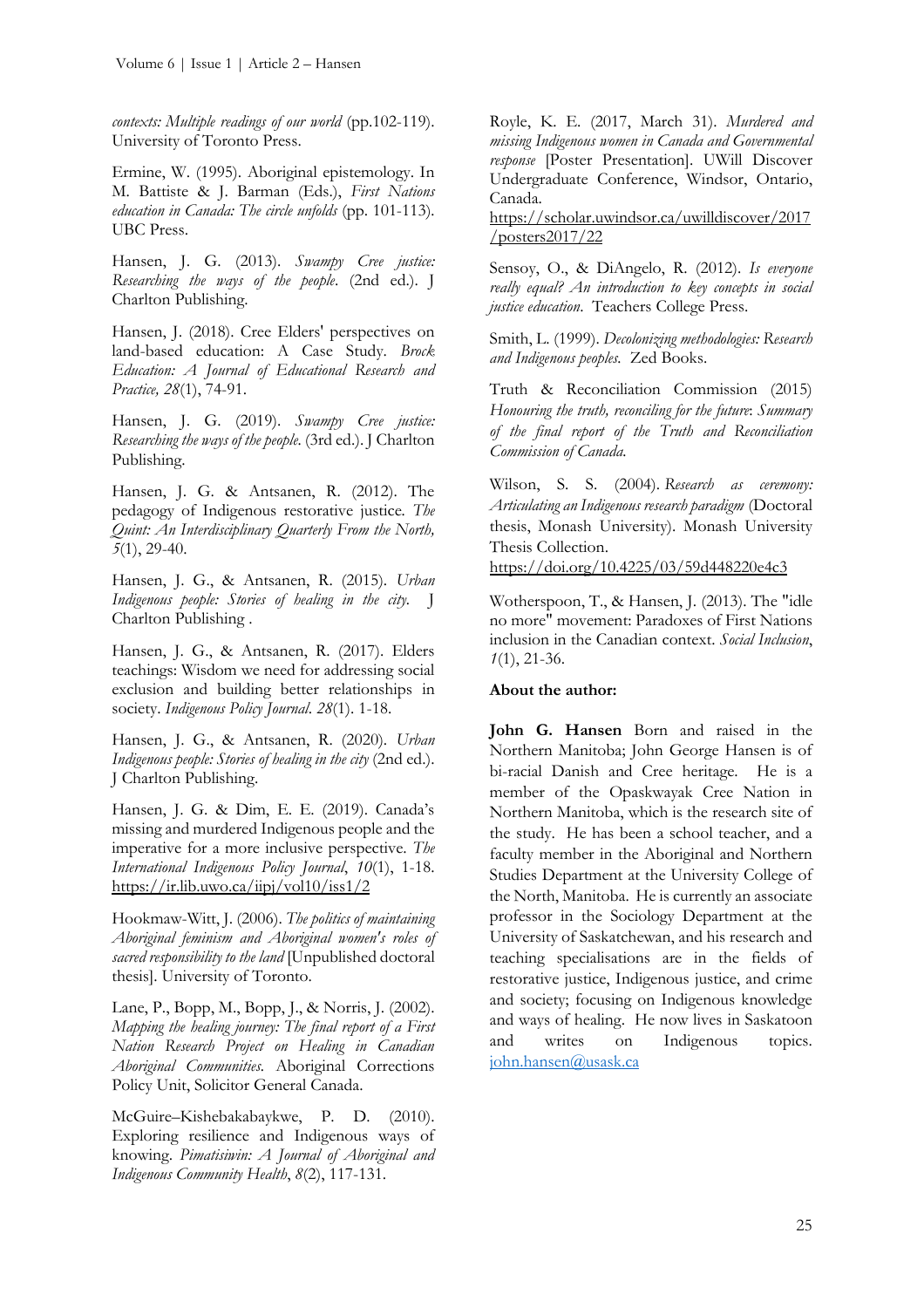*contexts: Multiple readings of our world* (pp.102-119). University of Toronto Press.

Ermine, W. (1995). Aboriginal epistemology. In M. Battiste & J. Barman (Eds.), *First Nations education in Canada: The circle unfolds* (pp. 101-113). UBC Press.

Hansen, J. G. (2013). *Swampy Cree justice: Researching the ways of the people*. (2nd ed.). J Charlton Publishing.

Hansen, J. (2018). Cree Elders' perspectives on land-based education: A Case Study. *Brock Education: A Journal of Educational Research and Practice, 28*(1), 74-91.

Hansen, J. G. (2019). *Swampy Cree justice: Researching the ways of the people.* (3rd ed.). J Charlton Publishing.

Hansen, J. G. & Antsanen, R. (2012). The pedagogy of Indigenous restorative justice. *The Quint: An Interdisciplinary Quarterly From the North, 5*(1), 29-40.

Hansen, J. G., & Antsanen, R. (2015). *Urban Indigenous people: Stories of healing in the city.* J Charlton Publishing .

Hansen, J. G., & Antsanen, R. (2017). Elders teachings: Wisdom we need for addressing social exclusion and building better relationships in society. *Indigenous Policy Journal*. *28*(1). 1-18.

Hansen, J. G., & Antsanen, R. (2020). *Urban Indigenous people: Stories of healing in the city* (2nd ed.). J Charlton Publishing.

Hansen, J. G. & Dim, E. E. (2019). Canada's missing and murdered Indigenous people and the imperative for a more inclusive perspective. *The International Indigenous Policy Journal*, *10*(1), 1-18. https://ir.lib.uwo.ca/iipj/vol10/iss1/2

Hookmaw-Witt, J. (2006). *The politics of maintaining Aboriginal feminism and Aboriginal women's roles of sacred responsibility to the land* [Unpublished doctoral thesis]. University of Toronto.

Lane, P., Bopp, M., Bopp, J., & Norris, J. (2002). *Mapping the healing journey: The final report of a First Nation Research Project on Healing in Canadian Aboriginal Communities.* Aboriginal Corrections Policy Unit, Solicitor General Canada.

McGuire–Kishebakabaykwe, P. D. (2010). Exploring resilience and Indigenous ways of knowing. *Pimatisiwin: A Journal of Aboriginal and Indigenous Community Health*, *8*(2), 117-131.

Royle, K. E. (2017, March 31). *Murdered and missing Indigenous women in Canada and Governmental response* [Poster Presentation]. UWill Discover Undergraduate Conference, Windsor, Ontario, Canada. https://scholar.uwindsor.ca/uwilldiscover/2017/posters2017/22

Sensoy, O., & DiAngelo, R. (2012). *Is everyone really equal? An introduction to key concepts in social justice education*. Teachers College Press.

Smith, L. (1999). *Decolonizing methodologies: Research and Indigenous peoples.* Zed Books.

Truth & Reconciliation Commission (2015) *Honouring the truth, reconciling for the future*: *Summary of the final report of the Truth and Reconciliation Commission of Canada.*

Wilson, S. S. (2004). *Research as ceremony: Articulating an Indigenous research paradigm* (Doctoral thesis, Monash University). Monash University Thesis Collection. https://doi.org/10.4225/03/59d448220e4c3

Wotherspoon, T., & Hansen, J. (2013). The "idle no more" movement: Paradoxes of First Nations inclusion in the Canadian context. *Social Inclusion*, *1*(1), 21-36.

**About the author:**

**John G. Hansen** Born and raised in the Northern Manitoba; John George Hansen is of bi-racial Danish and Cree heritage. He is a member of the Opaskwayak Cree Nation in Northern Manitoba, which is the research site of the study. He has been a school teacher, and a faculty member in the Aboriginal and Northern Studies Department at the University College of the North, Manitoba. He is currently an associate professor in the Sociology Department at the University of Saskatchewan, and his research and teaching specialisations are in the fields of restorative justice, Indigenous justice, and crime and society; focusing on Indigenous knowledge and ways of healing. He now lives in Saskatoon and writes on Indigenous topics. john.hansen@usask.ca